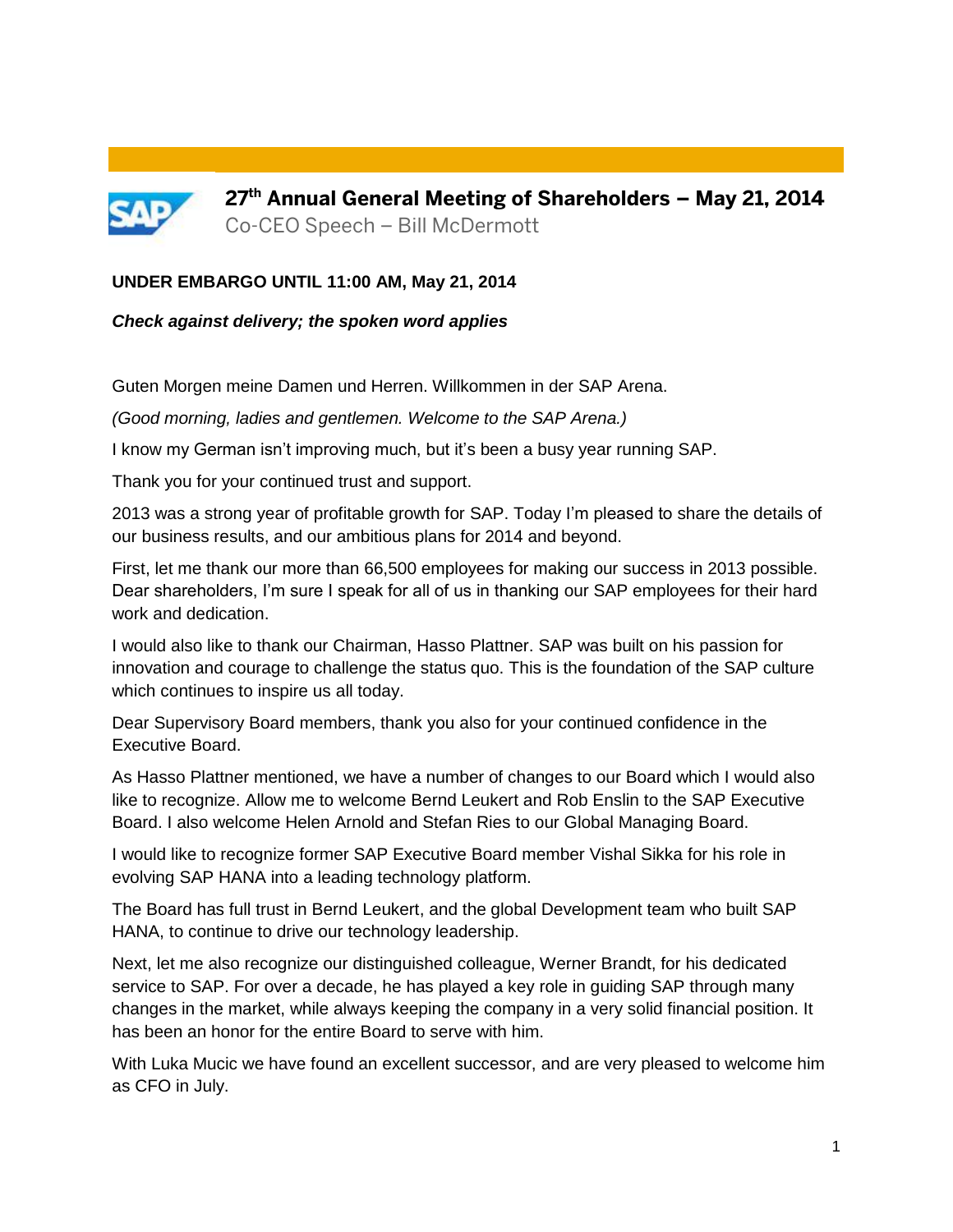# 27th Annual General Meeting of Shareholders – May 21, 2014

Co-CEO Speech – Bill McDermott

**UNDER EMBARGO UNTIL 11:00 AM, May 21, 2014**

***Check against delivery; the spoken word applies***

Guten Morgen meine Damen und Herren. Willkommen in der SAP Arena.

*(Good morning, ladies and gentlemen. Welcome to the SAP Arena.)*

I know my German isn't improving much, but it's been a busy year running SAP.

Thank you for your continued trust and support.

2013 was a strong year of profitable growth for SAP. Today I'm pleased to share the details of our business results, and our ambitious plans for 2014 and beyond.

First, let me thank our more than 66,500 employees for making our success in 2013 possible. Dear shareholders, I'm sure I speak for all of us in thanking our SAP employees for their hard work and dedication.

I would also like to thank our Chairman, Hasso Plattner. SAP was built on his passion for innovation and courage to challenge the status quo. This is the foundation of the SAP culture which continues to inspire us all today.

Dear Supervisory Board members, thank you also for your continued confidence in the Executive Board.

As Hasso Plattner mentioned, we have a number of changes to our Board which I would also like to recognize. Allow me to welcome Bernd Leukert and Rob Enslin to the SAP Executive Board. I also welcome Helen Arnold and Stefan Ries to our Global Managing Board.

I would like to recognize former SAP Executive Board member Vishal Sikka for his role in evolving SAP HANA into a leading technology platform.

The Board has full trust in Bernd Leukert, and the global Development team who built SAP HANA, to continue to drive our technology leadership.

Next, let me also recognize our distinguished colleague, Werner Brandt, for his dedicated service to SAP. For over a decade, he has played a key role in guiding SAP through many changes in the market, while always keeping the company in a very solid financial position. It has been an honor for the entire Board to serve with him.

With Luka Mucic we have found an excellent successor, and are very pleased to welcome him as CFO in July.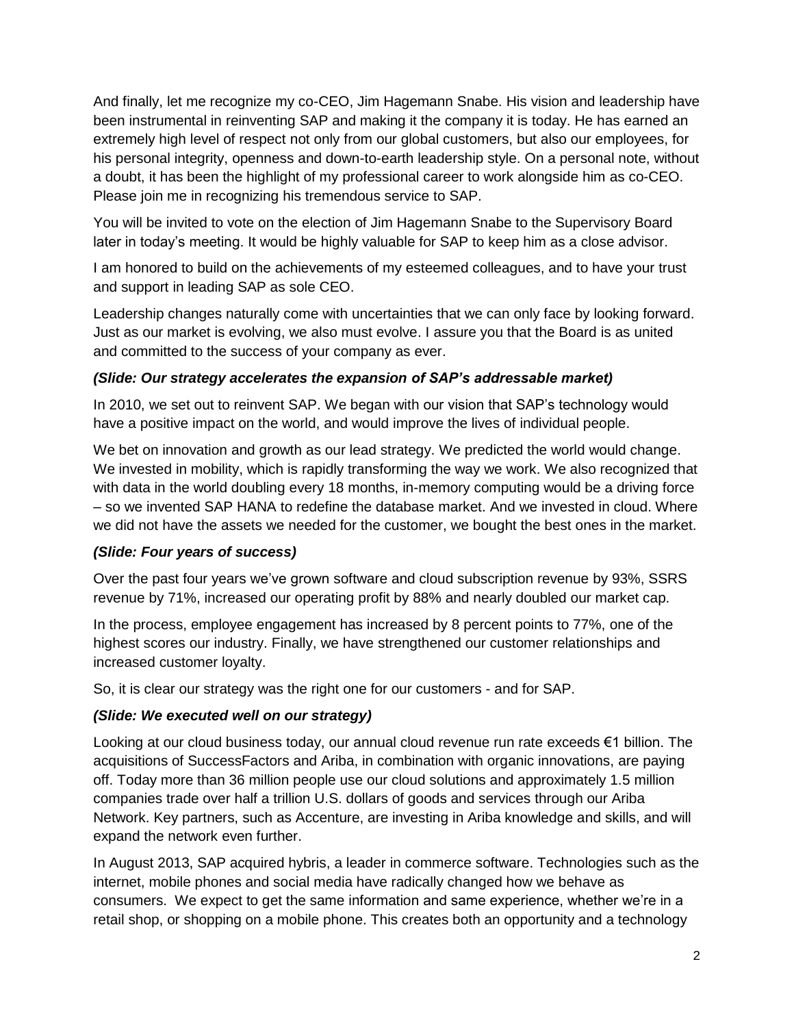And finally, let me recognize my co-CEO, Jim Hagemann Snabe. His vision and leadership have been instrumental in reinventing SAP and making it the company it is today. He has earned an extremely high level of respect not only from our global customers, but also our employees, for his personal integrity, openness and down-to-earth leadership style. On a personal note, without a doubt, it has been the highlight of my professional career to work alongside him as co-CEO. Please join me in recognizing his tremendous service to SAP.

You will be invited to vote on the election of Jim Hagemann Snabe to the Supervisory Board later in today's meeting. It would be highly valuable for SAP to keep him as a close advisor.

I am honored to build on the achievements of my esteemed colleagues, and to have your trust and support in leading SAP as sole CEO.

Leadership changes naturally come with uncertainties that we can only face by looking forward. Just as our market is evolving, we also must evolve. I assure you that the Board is as united and committed to the success of your company as ever.

***(Slide: Our strategy accelerates the expansion of SAP's addressable market)***

In 2010, we set out to reinvent SAP. We began with our vision that SAP's technology would have a positive impact on the world, and would improve the lives of individual people.

We bet on innovation and growth as our lead strategy. We predicted the world would change. We invested in mobility, which is rapidly transforming the way we work. We also recognized that with data in the world doubling every 18 months, in-memory computing would be a driving force – so we invented SAP HANA to redefine the database market. And we invested in cloud. Where we did not have the assets we needed for the customer, we bought the best ones in the market.

***(Slide: Four years of success)***

Over the past four years we've grown software and cloud subscription revenue by 93%, SSRS revenue by 71%, increased our operating profit by 88% and nearly doubled our market cap.

In the process, employee engagement has increased by 8 percent points to 77%, one of the highest scores our industry. Finally, we have strengthened our customer relationships and increased customer loyalty.

So, it is clear our strategy was the right one for our customers - and for SAP.

***(Slide: We executed well on our strategy)***

Looking at our cloud business today, our annual cloud revenue run rate exceeds €1 billion. The acquisitions of SuccessFactors and Ariba, in combination with organic innovations, are paying off. Today more than 36 million people use our cloud solutions and approximately 1.5 million companies trade over half a trillion U.S. dollars of goods and services through our Ariba Network. Key partners, such as Accenture, are investing in Ariba knowledge and skills, and will expand the network even further.

In August 2013, SAP acquired hybris, a leader in commerce software. Technologies such as the internet, mobile phones and social media have radically changed how we behave as consumers. We expect to get the same information and same experience, whether we're in a retail shop, or shopping on a mobile phone. This creates both an opportunity and a technology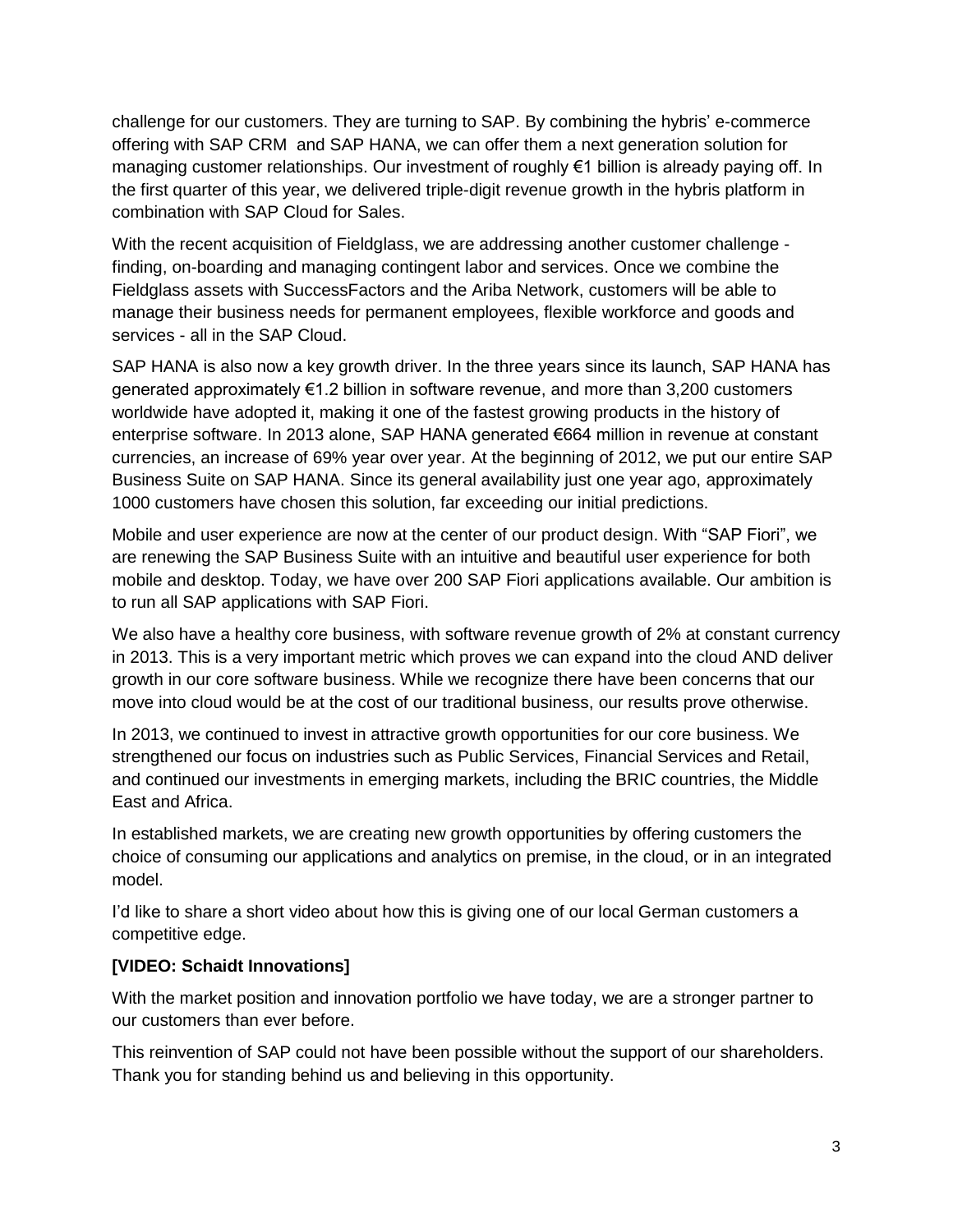challenge for our customers. They are turning to SAP. By combining the hybris' e-commerce offering with SAP CRM and SAP HANA, we can offer them a next generation solution for managing customer relationships. Our investment of roughly €1 billion is already paying off. In the first quarter of this year, we delivered triple-digit revenue growth in the hybris platform in combination with SAP Cloud for Sales.

With the recent acquisition of Fieldglass, we are addressing another customer challenge - finding, on-boarding and managing contingent labor and services. Once we combine the Fieldglass assets with SuccessFactors and the Ariba Network, customers will be able to manage their business needs for permanent employees, flexible workforce and goods and services - all in the SAP Cloud.

SAP HANA is also now a key growth driver. In the three years since its launch, SAP HANA has generated approximately €1.2 billion in software revenue, and more than 3,200 customers worldwide have adopted it, making it one of the fastest growing products in the history of enterprise software. In 2013 alone, SAP HANA generated €664 million in revenue at constant currencies, an increase of 69% year over year. At the beginning of 2012, we put our entire SAP Business Suite on SAP HANA. Since its general availability just one year ago, approximately 1000 customers have chosen this solution, far exceeding our initial predictions.

Mobile and user experience are now at the center of our product design. With "SAP Fiori", we are renewing the SAP Business Suite with an intuitive and beautiful user experience for both mobile and desktop. Today, we have over 200 SAP Fiori applications available. Our ambition is to run all SAP applications with SAP Fiori.

We also have a healthy core business, with software revenue growth of 2% at constant currency in 2013. This is a very important metric which proves we can expand into the cloud AND deliver growth in our core software business. While we recognize there have been concerns that our move into cloud would be at the cost of our traditional business, our results prove otherwise.

In 2013, we continued to invest in attractive growth opportunities for our core business. We strengthened our focus on industries such as Public Services, Financial Services and Retail, and continued our investments in emerging markets, including the BRIC countries, the Middle East and Africa.

In established markets, we are creating new growth opportunities by offering customers the choice of consuming our applications and analytics on premise, in the cloud, or in an integrated model.

I'd like to share a short video about how this is giving one of our local German customers a competitive edge.

**[VIDEO: Schaidt Innovations]**

With the market position and innovation portfolio we have today, we are a stronger partner to our customers than ever before.

This reinvention of SAP could not have been possible without the support of our shareholders. Thank you for standing behind us and believing in this opportunity.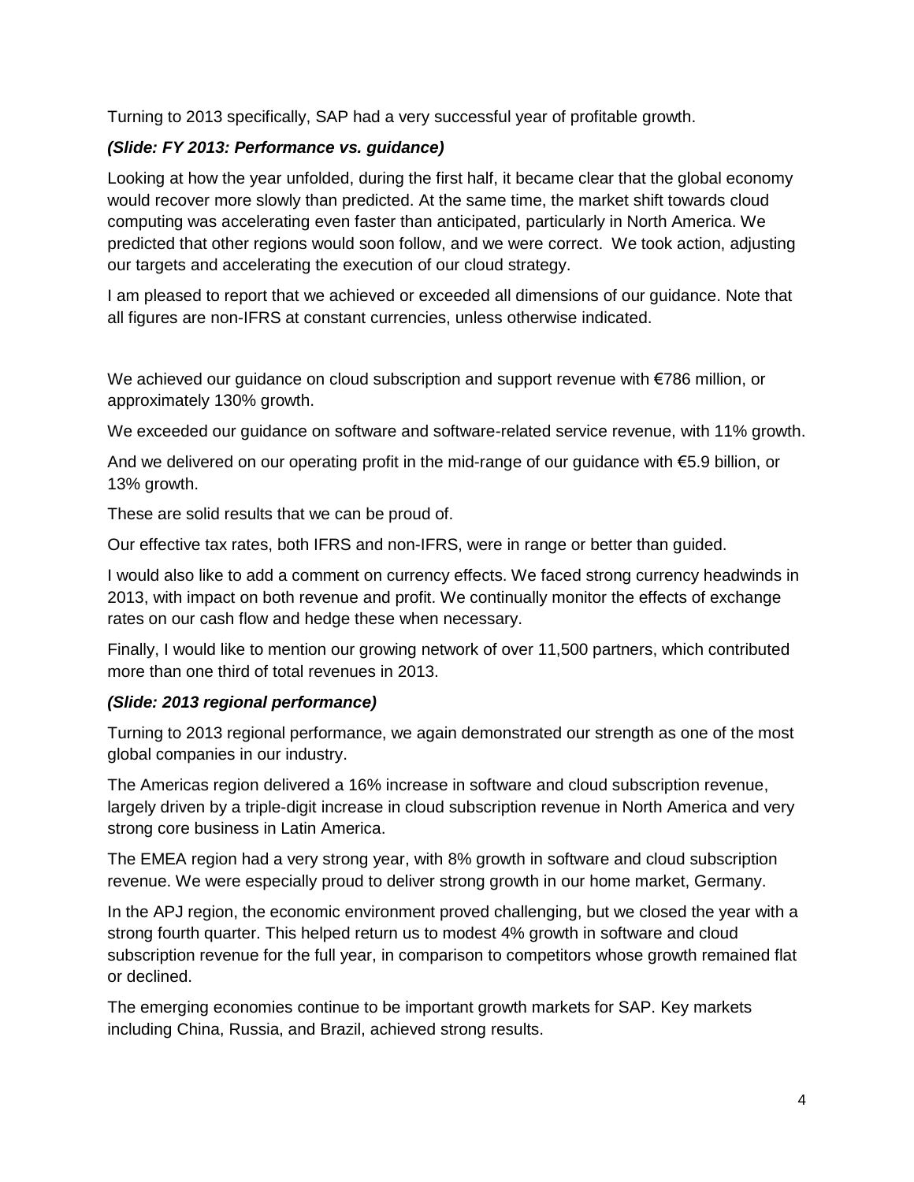Turning to 2013 specifically, SAP had a very successful year of profitable growth.

***(Slide: FY 2013: Performance vs. guidance)***

Looking at how the year unfolded, during the first half, it became clear that the global economy would recover more slowly than predicted. At the same time, the market shift towards cloud computing was accelerating even faster than anticipated, particularly in North America. We predicted that other regions would soon follow, and we were correct. We took action, adjusting our targets and accelerating the execution of our cloud strategy.

I am pleased to report that we achieved or exceeded all dimensions of our guidance. Note that all figures are non-IFRS at constant currencies, unless otherwise indicated.

We achieved our guidance on cloud subscription and support revenue with €786 million, or approximately 130% growth.

We exceeded our guidance on software and software-related service revenue, with 11% growth.

And we delivered on our operating profit in the mid-range of our guidance with €5.9 billion, or 13% growth.

These are solid results that we can be proud of.

Our effective tax rates, both IFRS and non-IFRS, were in range or better than guided.

I would also like to add a comment on currency effects. We faced strong currency headwinds in 2013, with impact on both revenue and profit. We continually monitor the effects of exchange rates on our cash flow and hedge these when necessary.

Finally, I would like to mention our growing network of over 11,500 partners, which contributed more than one third of total revenues in 2013.

***(Slide: 2013 regional performance)***

Turning to 2013 regional performance, we again demonstrated our strength as one of the most global companies in our industry.

The Americas region delivered a 16% increase in software and cloud subscription revenue, largely driven by a triple-digit increase in cloud subscription revenue in North America and very strong core business in Latin America.

The EMEA region had a very strong year, with 8% growth in software and cloud subscription revenue. We were especially proud to deliver strong growth in our home market, Germany.

In the APJ region, the economic environment proved challenging, but we closed the year with a strong fourth quarter. This helped return us to modest 4% growth in software and cloud subscription revenue for the full year, in comparison to competitors whose growth remained flat or declined.

The emerging economies continue to be important growth markets for SAP. Key markets including China, Russia, and Brazil, achieved strong results.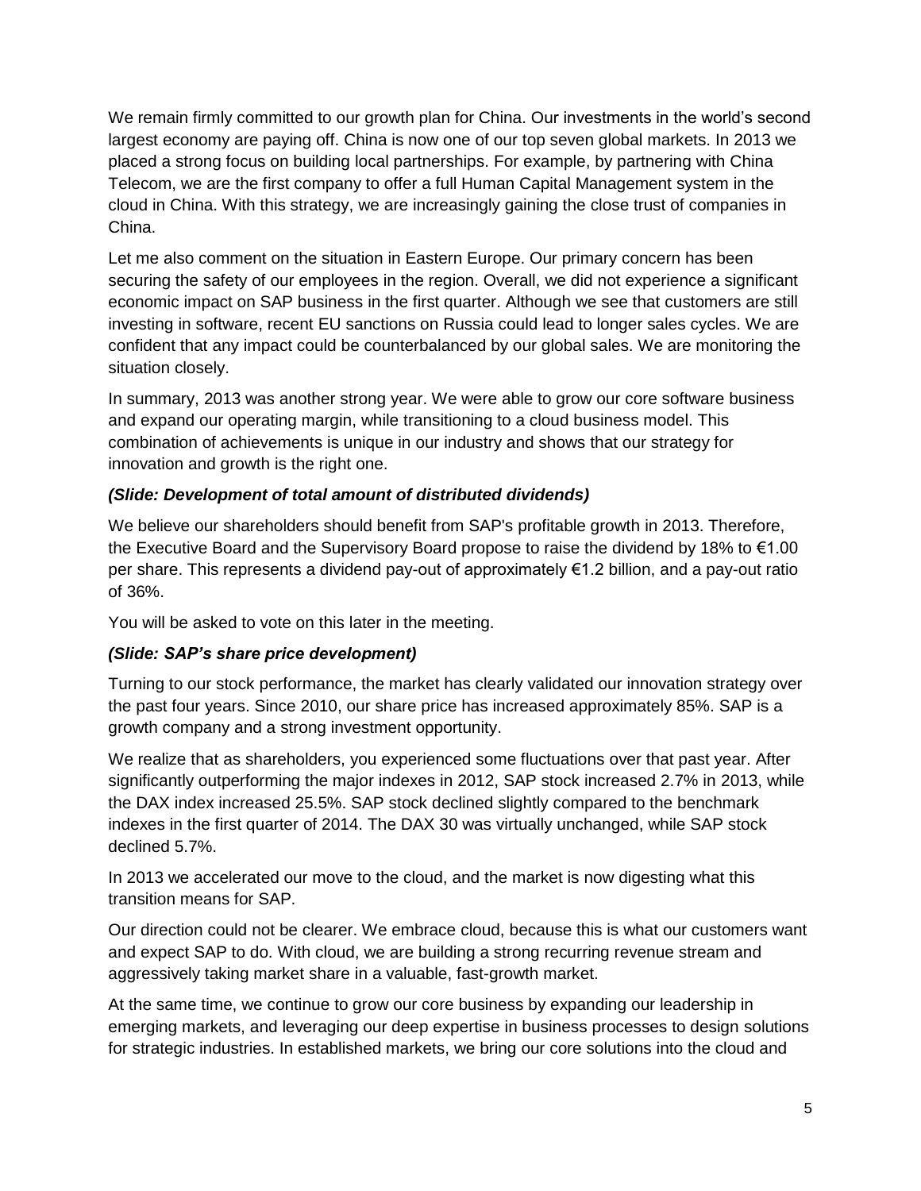We remain firmly committed to our growth plan for China. Our investments in the world's second largest economy are paying off. China is now one of our top seven global markets. In 2013 we placed a strong focus on building local partnerships. For example, by partnering with China Telecom, we are the first company to offer a full Human Capital Management system in the cloud in China. With this strategy, we are increasingly gaining the close trust of companies in China.

Let me also comment on the situation in Eastern Europe. Our primary concern has been securing the safety of our employees in the region. Overall, we did not experience a significant economic impact on SAP business in the first quarter. Although we see that customers are still investing in software, recent EU sanctions on Russia could lead to longer sales cycles. We are confident that any impact could be counterbalanced by our global sales. We are monitoring the situation closely.

In summary, 2013 was another strong year. We were able to grow our core software business and expand our operating margin, while transitioning to a cloud business model. This combination of achievements is unique in our industry and shows that our strategy for innovation and growth is the right one.

***(Slide: Development of total amount of distributed dividends)***

We believe our shareholders should benefit from SAP's profitable growth in 2013. Therefore, the Executive Board and the Supervisory Board propose to raise the dividend by 18% to €1.00 per share. This represents a dividend pay-out of approximately €1.2 billion, and a pay-out ratio of 36%.

You will be asked to vote on this later in the meeting.

***(Slide: SAP's share price development)***

Turning to our stock performance, the market has clearly validated our innovation strategy over the past four years. Since 2010, our share price has increased approximately 85%. SAP is a growth company and a strong investment opportunity.

We realize that as shareholders, you experienced some fluctuations over that past year. After significantly outperforming the major indexes in 2012, SAP stock increased 2.7% in 2013, while the DAX index increased 25.5%. SAP stock declined slightly compared to the benchmark indexes in the first quarter of 2014. The DAX 30 was virtually unchanged, while SAP stock declined 5.7%.

In 2013 we accelerated our move to the cloud, and the market is now digesting what this transition means for SAP.

Our direction could not be clearer. We embrace cloud, because this is what our customers want and expect SAP to do. With cloud, we are building a strong recurring revenue stream and aggressively taking market share in a valuable, fast-growth market.

At the same time, we continue to grow our core business by expanding our leadership in emerging markets, and leveraging our deep expertise in business processes to design solutions for strategic industries. In established markets, we bring our core solutions into the cloud and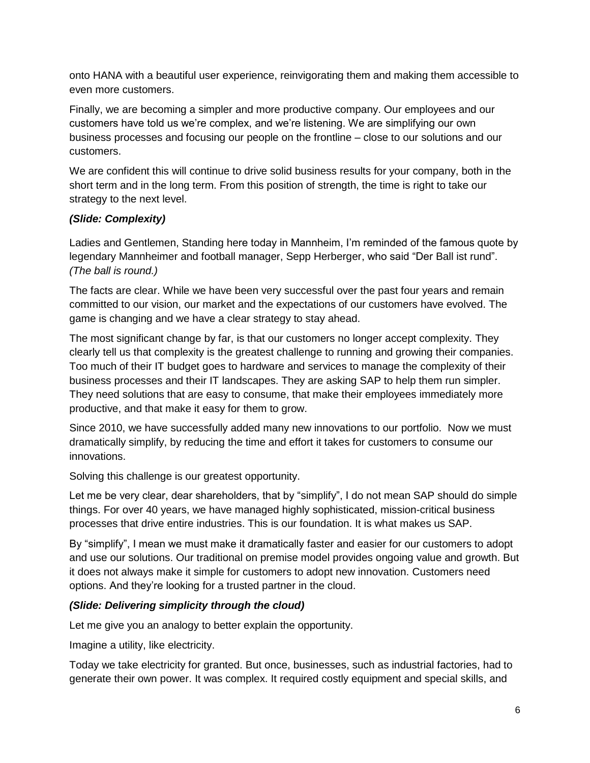onto HANA with a beautiful user experience, reinvigorating them and making them accessible to even more customers.

Finally, we are becoming a simpler and more productive company. Our employees and our customers have told us we're complex, and we're listening. We are simplifying our own business processes and focusing our people on the frontline – close to our solutions and our customers.

We are confident this will continue to drive solid business results for your company, both in the short term and in the long term. From this position of strength, the time is right to take our strategy to the next level.

***(Slide: Complexity)***

Ladies and Gentlemen, Standing here today in Mannheim, I'm reminded of the famous quote by legendary Mannheimer and football manager, Sepp Herberger, who said "Der Ball ist rund". *(The ball is round.)*

The facts are clear. While we have been very successful over the past four years and remain committed to our vision, our market and the expectations of our customers have evolved. The game is changing and we have a clear strategy to stay ahead.

The most significant change by far, is that our customers no longer accept complexity. They clearly tell us that complexity is the greatest challenge to running and growing their companies. Too much of their IT budget goes to hardware and services to manage the complexity of their business processes and their IT landscapes. They are asking SAP to help them run simpler. They need solutions that are easy to consume, that make their employees immediately more productive, and that make it easy for them to grow.

Since 2010, we have successfully added many new innovations to our portfolio. Now we must dramatically simplify, by reducing the time and effort it takes for customers to consume our innovations.

Solving this challenge is our greatest opportunity.

Let me be very clear, dear shareholders, that by "simplify", I do not mean SAP should do simple things. For over 40 years, we have managed highly sophisticated, mission-critical business processes that drive entire industries. This is our foundation. It is what makes us SAP.

By "simplify", I mean we must make it dramatically faster and easier for our customers to adopt and use our solutions. Our traditional on premise model provides ongoing value and growth. But it does not always make it simple for customers to adopt new innovation. Customers need options. And they're looking for a trusted partner in the cloud.

***(Slide: Delivering simplicity through the cloud)***

Let me give you an analogy to better explain the opportunity.

Imagine a utility, like electricity.

Today we take electricity for granted. But once, businesses, such as industrial factories, had to generate their own power. It was complex. It required costly equipment and special skills, and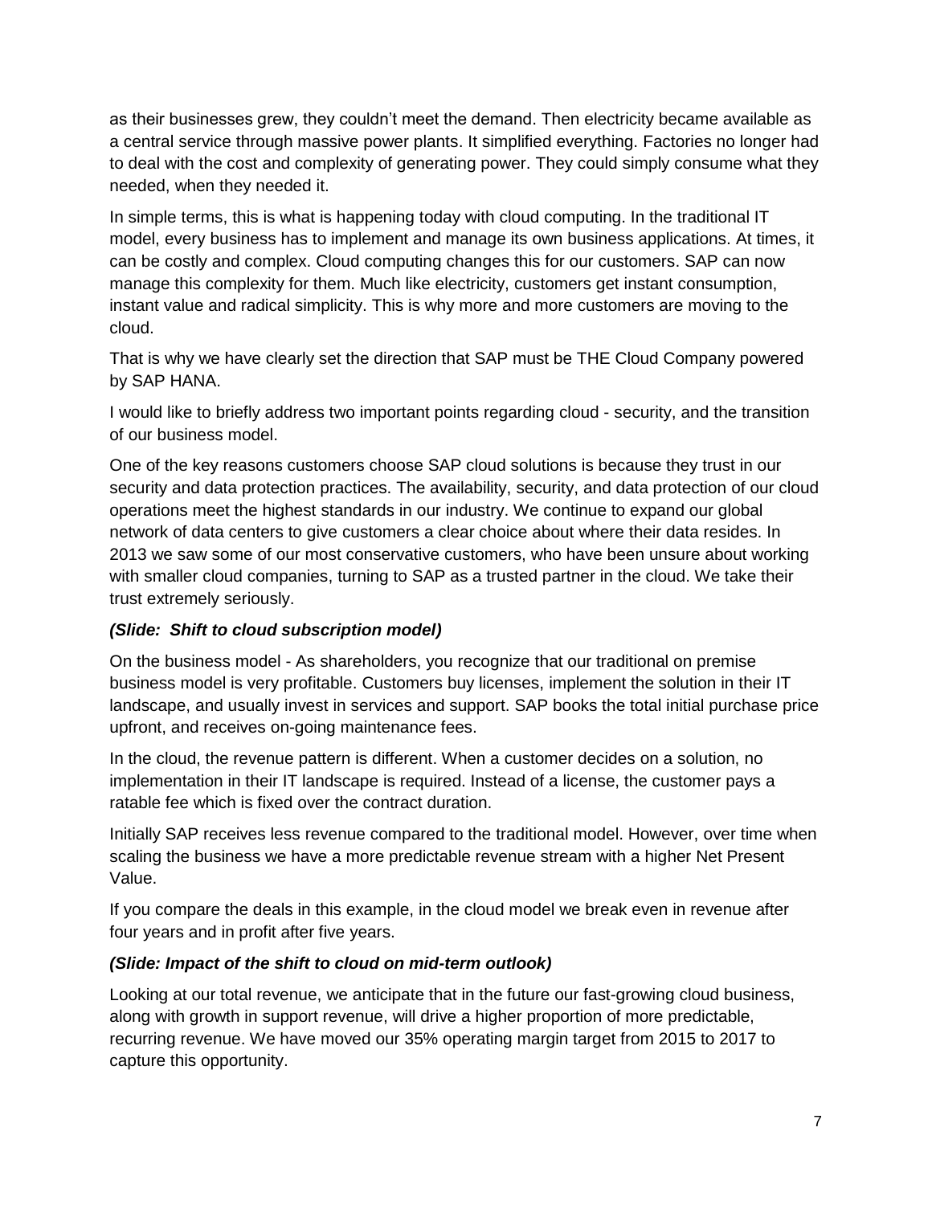as their businesses grew, they couldn't meet the demand. Then electricity became available as a central service through massive power plants. It simplified everything. Factories no longer had to deal with the cost and complexity of generating power. They could simply consume what they needed, when they needed it.

In simple terms, this is what is happening today with cloud computing. In the traditional IT model, every business has to implement and manage its own business applications. At times, it can be costly and complex. Cloud computing changes this for our customers. SAP can now manage this complexity for them. Much like electricity, customers get instant consumption, instant value and radical simplicity. This is why more and more customers are moving to the cloud.

That is why we have clearly set the direction that SAP must be THE Cloud Company powered by SAP HANA.

I would like to briefly address two important points regarding cloud - security, and the transition of our business model.

One of the key reasons customers choose SAP cloud solutions is because they trust in our security and data protection practices. The availability, security, and data protection of our cloud operations meet the highest standards in our industry. We continue to expand our global network of data centers to give customers a clear choice about where their data resides. In 2013 we saw some of our most conservative customers, who have been unsure about working with smaller cloud companies, turning to SAP as a trusted partner in the cloud. We take their trust extremely seriously.

***(Slide: Shift to cloud subscription model)***

On the business model - As shareholders, you recognize that our traditional on premise business model is very profitable. Customers buy licenses, implement the solution in their IT landscape, and usually invest in services and support. SAP books the total initial purchase price upfront, and receives on-going maintenance fees.

In the cloud, the revenue pattern is different. When a customer decides on a solution, no implementation in their IT landscape is required. Instead of a license, the customer pays a ratable fee which is fixed over the contract duration.

Initially SAP receives less revenue compared to the traditional model. However, over time when scaling the business we have a more predictable revenue stream with a higher Net Present Value.

If you compare the deals in this example, in the cloud model we break even in revenue after four years and in profit after five years.

***(Slide: Impact of the shift to cloud on mid-term outlook)***

Looking at our total revenue, we anticipate that in the future our fast-growing cloud business, along with growth in support revenue, will drive a higher proportion of more predictable, recurring revenue. We have moved our 35% operating margin target from 2015 to 2017 to capture this opportunity.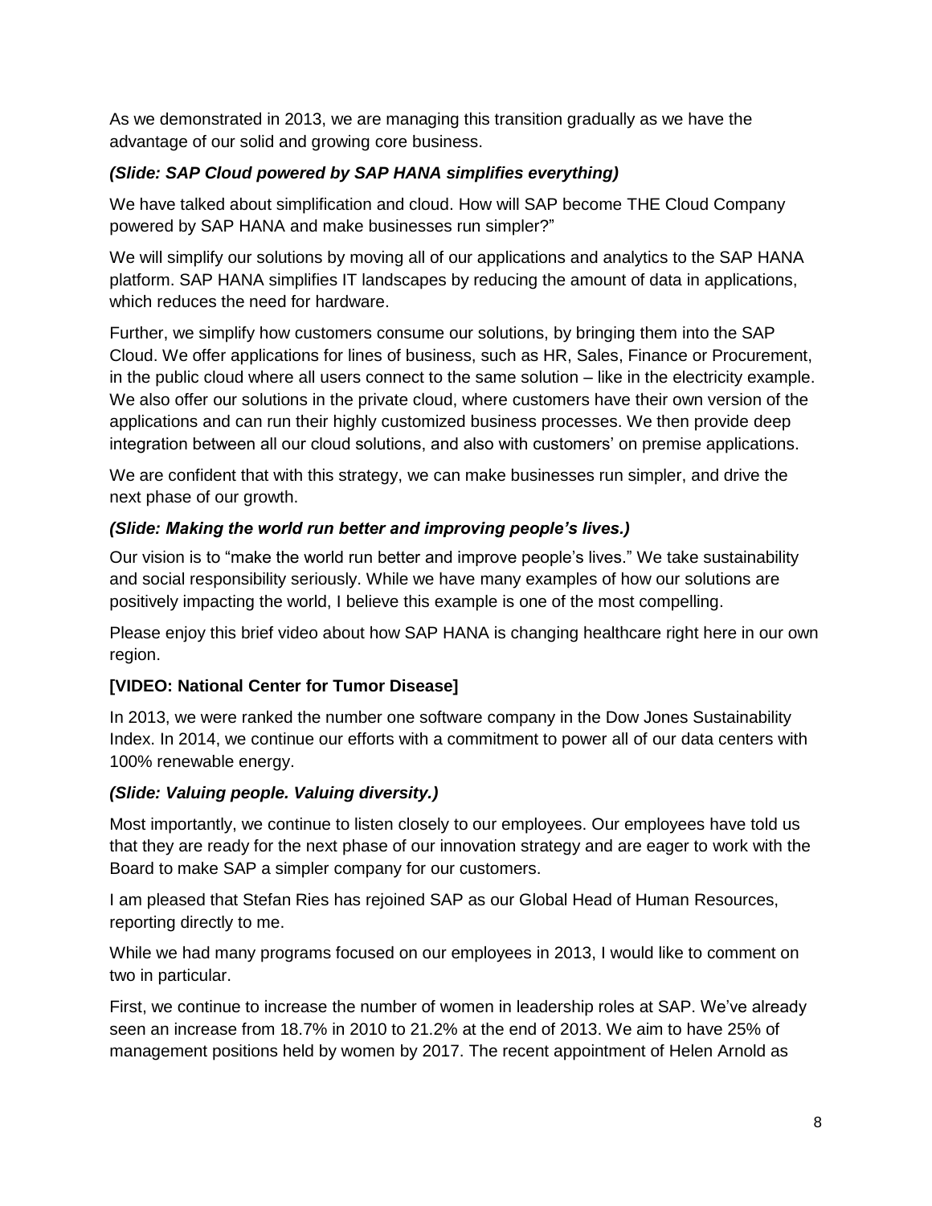As we demonstrated in 2013, we are managing this transition gradually as we have the advantage of our solid and growing core business.

***(Slide: SAP Cloud powered by SAP HANA simplifies everything)***

We have talked about simplification and cloud. How will SAP become THE Cloud Company powered by SAP HANA and make businesses run simpler?"

We will simplify our solutions by moving all of our applications and analytics to the SAP HANA platform. SAP HANA simplifies IT landscapes by reducing the amount of data in applications, which reduces the need for hardware.

Further, we simplify how customers consume our solutions, by bringing them into the SAP Cloud. We offer applications for lines of business, such as HR, Sales, Finance or Procurement, in the public cloud where all users connect to the same solution – like in the electricity example. We also offer our solutions in the private cloud, where customers have their own version of the applications and can run their highly customized business processes. We then provide deep integration between all our cloud solutions, and also with customers' on premise applications.

We are confident that with this strategy, we can make businesses run simpler, and drive the next phase of our growth.

***(Slide: Making the world run better and improving people's lives.)***

Our vision is to "make the world run better and improve people's lives." We take sustainability and social responsibility seriously. While we have many examples of how our solutions are positively impacting the world, I believe this example is one of the most compelling.

Please enjoy this brief video about how SAP HANA is changing healthcare right here in our own region.

**[VIDEO: National Center for Tumor Disease]**

In 2013, we were ranked the number one software company in the Dow Jones Sustainability Index. In 2014, we continue our efforts with a commitment to power all of our data centers with 100% renewable energy.

***(Slide: Valuing people. Valuing diversity.)***

Most importantly, we continue to listen closely to our employees. Our employees have told us that they are ready for the next phase of our innovation strategy and are eager to work with the Board to make SAP a simpler company for our customers.

I am pleased that Stefan Ries has rejoined SAP as our Global Head of Human Resources, reporting directly to me.

While we had many programs focused on our employees in 2013, I would like to comment on two in particular.

First, we continue to increase the number of women in leadership roles at SAP. We've already seen an increase from 18.7% in 2010 to 21.2% at the end of 2013. We aim to have 25% of management positions held by women by 2017. The recent appointment of Helen Arnold as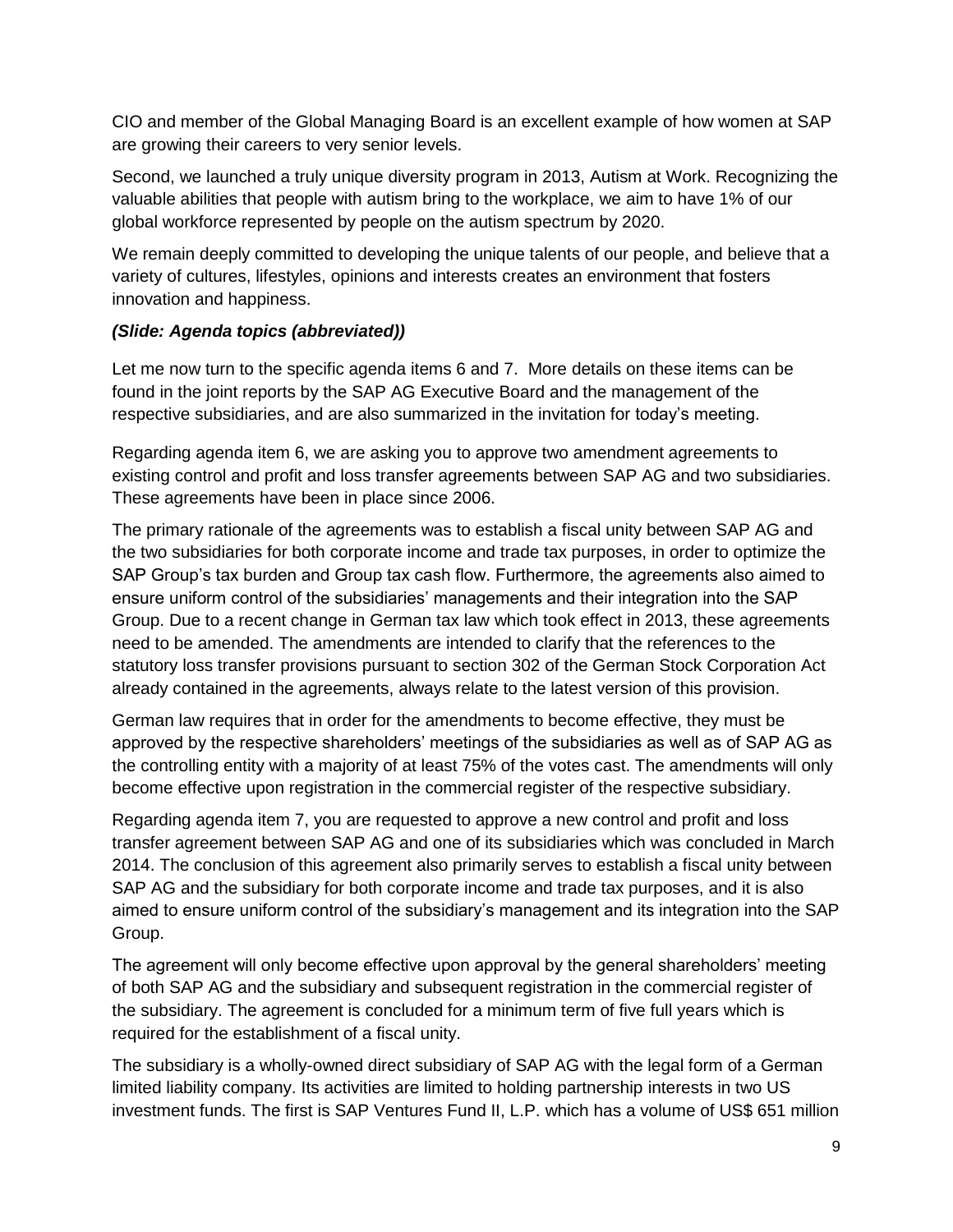CIO and member of the Global Managing Board is an excellent example of how women at SAP are growing their careers to very senior levels.

Second, we launched a truly unique diversity program in 2013, Autism at Work. Recognizing the valuable abilities that people with autism bring to the workplace, we aim to have 1% of our global workforce represented by people on the autism spectrum by 2020.

We remain deeply committed to developing the unique talents of our people, and believe that a variety of cultures, lifestyles, opinions and interests creates an environment that fosters innovation and happiness.

***(Slide: Agenda topics (abbreviated))***

Let me now turn to the specific agenda items 6 and 7. More details on these items can be found in the joint reports by the SAP AG Executive Board and the management of the respective subsidiaries, and are also summarized in the invitation for today's meeting.

Regarding agenda item 6, we are asking you to approve two amendment agreements to existing control and profit and loss transfer agreements between SAP AG and two subsidiaries. These agreements have been in place since 2006.

The primary rationale of the agreements was to establish a fiscal unity between SAP AG and the two subsidiaries for both corporate income and trade tax purposes, in order to optimize the SAP Group's tax burden and Group tax cash flow. Furthermore, the agreements also aimed to ensure uniform control of the subsidiaries' managements and their integration into the SAP Group. Due to a recent change in German tax law which took effect in 2013, these agreements need to be amended. The amendments are intended to clarify that the references to the statutory loss transfer provisions pursuant to section 302 of the German Stock Corporation Act already contained in the agreements, always relate to the latest version of this provision.

German law requires that in order for the amendments to become effective, they must be approved by the respective shareholders' meetings of the subsidiaries as well as of SAP AG as the controlling entity with a majority of at least 75% of the votes cast. The amendments will only become effective upon registration in the commercial register of the respective subsidiary.

Regarding agenda item 7, you are requested to approve a new control and profit and loss transfer agreement between SAP AG and one of its subsidiaries which was concluded in March 2014. The conclusion of this agreement also primarily serves to establish a fiscal unity between SAP AG and the subsidiary for both corporate income and trade tax purposes, and it is also aimed to ensure uniform control of the subsidiary's management and its integration into the SAP Group.

The agreement will only become effective upon approval by the general shareholders' meeting of both SAP AG and the subsidiary and subsequent registration in the commercial register of the subsidiary. The agreement is concluded for a minimum term of five full years which is required for the establishment of a fiscal unity.

The subsidiary is a wholly-owned direct subsidiary of SAP AG with the legal form of a German limited liability company. Its activities are limited to holding partnership interests in two US investment funds. The first is SAP Ventures Fund II, L.P. which has a volume of US$ 651 million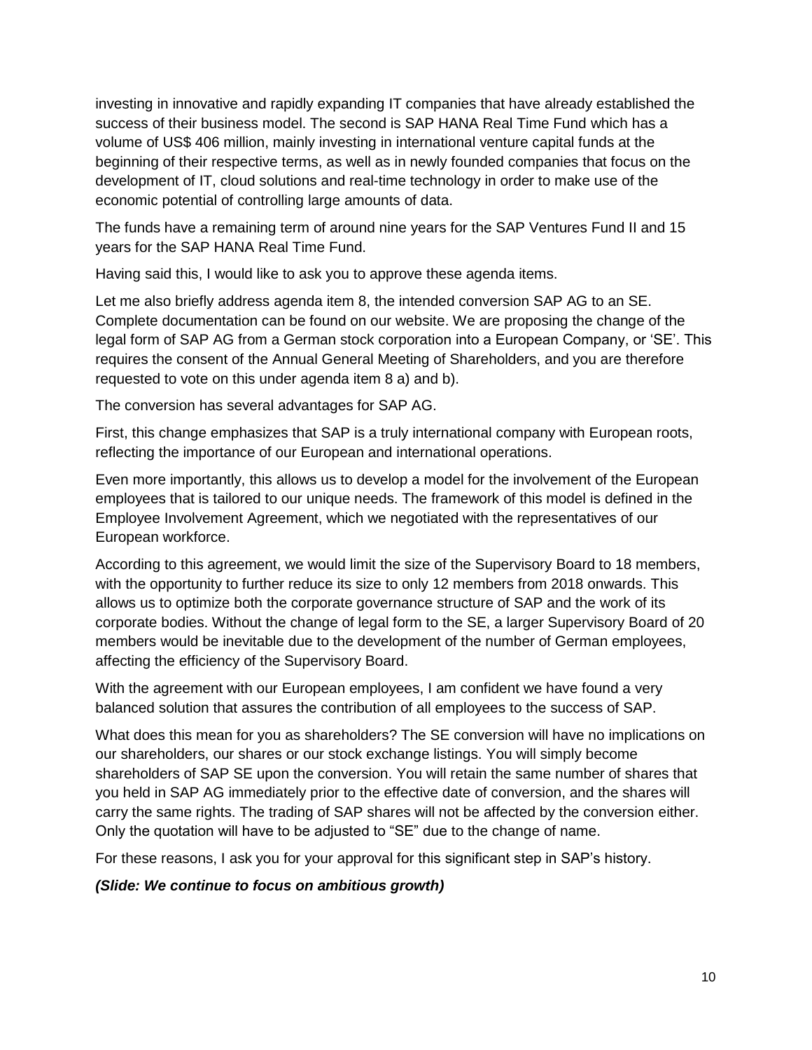investing in innovative and rapidly expanding IT companies that have already established the success of their business model. The second is SAP HANA Real Time Fund which has a volume of US$ 406 million, mainly investing in international venture capital funds at the beginning of their respective terms, as well as in newly founded companies that focus on the development of IT, cloud solutions and real-time technology in order to make use of the economic potential of controlling large amounts of data.

The funds have a remaining term of around nine years for the SAP Ventures Fund II and 15 years for the SAP HANA Real Time Fund.

Having said this, I would like to ask you to approve these agenda items.

Let me also briefly address agenda item 8, the intended conversion SAP AG to an SE. Complete documentation can be found on our website. We are proposing the change of the legal form of SAP AG from a German stock corporation into a European Company, or 'SE'. This requires the consent of the Annual General Meeting of Shareholders, and you are therefore requested to vote on this under agenda item 8 a) and b).

The conversion has several advantages for SAP AG.

First, this change emphasizes that SAP is a truly international company with European roots, reflecting the importance of our European and international operations.

Even more importantly, this allows us to develop a model for the involvement of the European employees that is tailored to our unique needs. The framework of this model is defined in the Employee Involvement Agreement, which we negotiated with the representatives of our European workforce.

According to this agreement, we would limit the size of the Supervisory Board to 18 members, with the opportunity to further reduce its size to only 12 members from 2018 onwards. This allows us to optimize both the corporate governance structure of SAP and the work of its corporate bodies. Without the change of legal form to the SE, a larger Supervisory Board of 20 members would be inevitable due to the development of the number of German employees, affecting the efficiency of the Supervisory Board.

With the agreement with our European employees, I am confident we have found a very balanced solution that assures the contribution of all employees to the success of SAP.

What does this mean for you as shareholders? The SE conversion will have no implications on our shareholders, our shares or our stock exchange listings. You will simply become shareholders of SAP SE upon the conversion. You will retain the same number of shares that you held in SAP AG immediately prior to the effective date of conversion, and the shares will carry the same rights. The trading of SAP shares will not be affected by the conversion either. Only the quotation will have to be adjusted to "SE" due to the change of name.

For these reasons, I ask you for your approval for this significant step in SAP's history.

***(Slide: We continue to focus on ambitious growth)***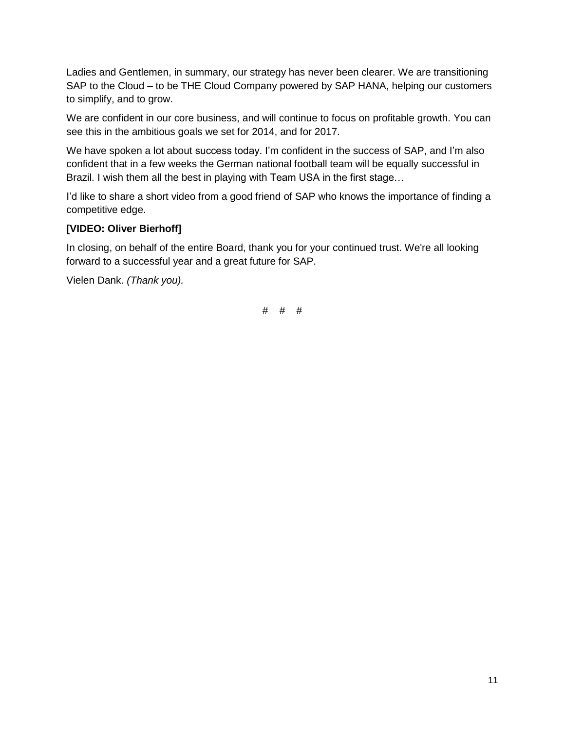Ladies and Gentlemen, in summary, our strategy has never been clearer. We are transitioning SAP to the Cloud – to be THE Cloud Company powered by SAP HANA, helping our customers to simplify, and to grow.

We are confident in our core business, and will continue to focus on profitable growth. You can see this in the ambitious goals we set for 2014, and for 2017.

We have spoken a lot about success today. I'm confident in the success of SAP, and I'm also confident that in a few weeks the German national football team will be equally successful in Brazil. I wish them all the best in playing with Team USA in the first stage…

I'd like to share a short video from a good friend of SAP who knows the importance of finding a competitive edge.

**[VIDEO: Oliver Bierhoff]**

In closing, on behalf of the entire Board, thank you for your continued trust. We're all looking forward to a successful year and a great future for SAP.

Vielen Dank. *(Thank you).*

# # #